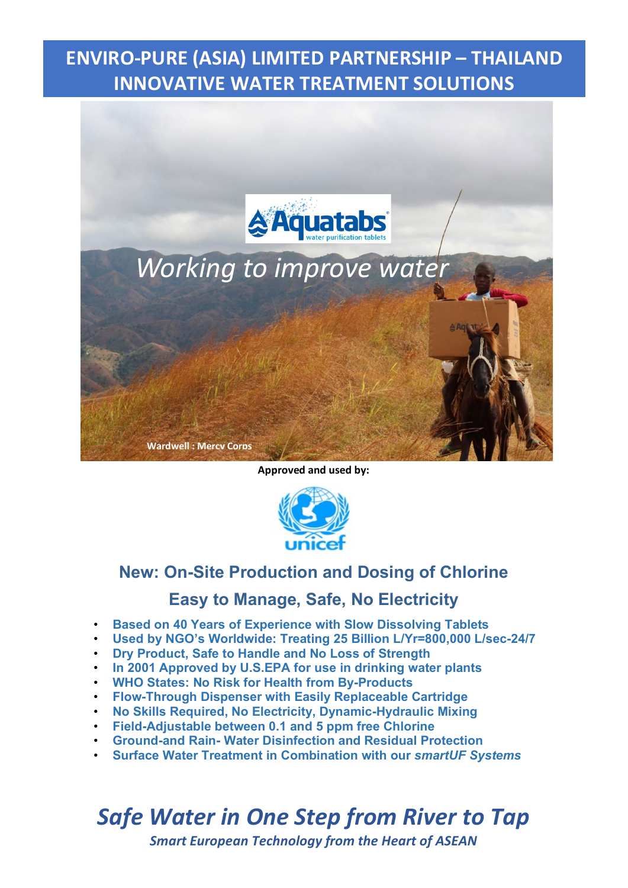# ENVIRO-PURE (ASIA) LIMITED PARTNERSHIP – THAILAND
# INNOVATIVE WATER TREATMENT SOLUTIONS

Aquatabs water purification tablets

*Working to improve water*

Wardwell : Mercy Corps

**Approved and used by:**

unicef

## New: On-Site Production and Dosing of Chlorine

## Easy to Manage, Safe, No Electricity

- **Based on 40 Years of Experience with Slow Dissolving Tablets**
- **Used by NGO's Worldwide: Treating 25 Billion L/Yr=800,000 L/sec-24/7**
- **Dry Product, Safe to Handle and No Loss of Strength**
- **In 2001 Approved by U.S.EPA for use in drinking water plants**
- **WHO States: No Risk for Health from By-Products**
- **Flow-Through Dispenser with Easily Replaceable Cartridge**
- **No Skills Required, No Electricity, Dynamic-Hydraulic Mixing**
- **Field-Adjustable between 0.1 and 5 ppm free Chlorine**
- **Ground-and Rain- Water Disinfection and Residual Protection**
- **Surface Water Treatment in Combination with our *smartUF Systems***

# *Safe Water in One Step from River to Tap*

***Smart European Technology from the Heart of ASEAN***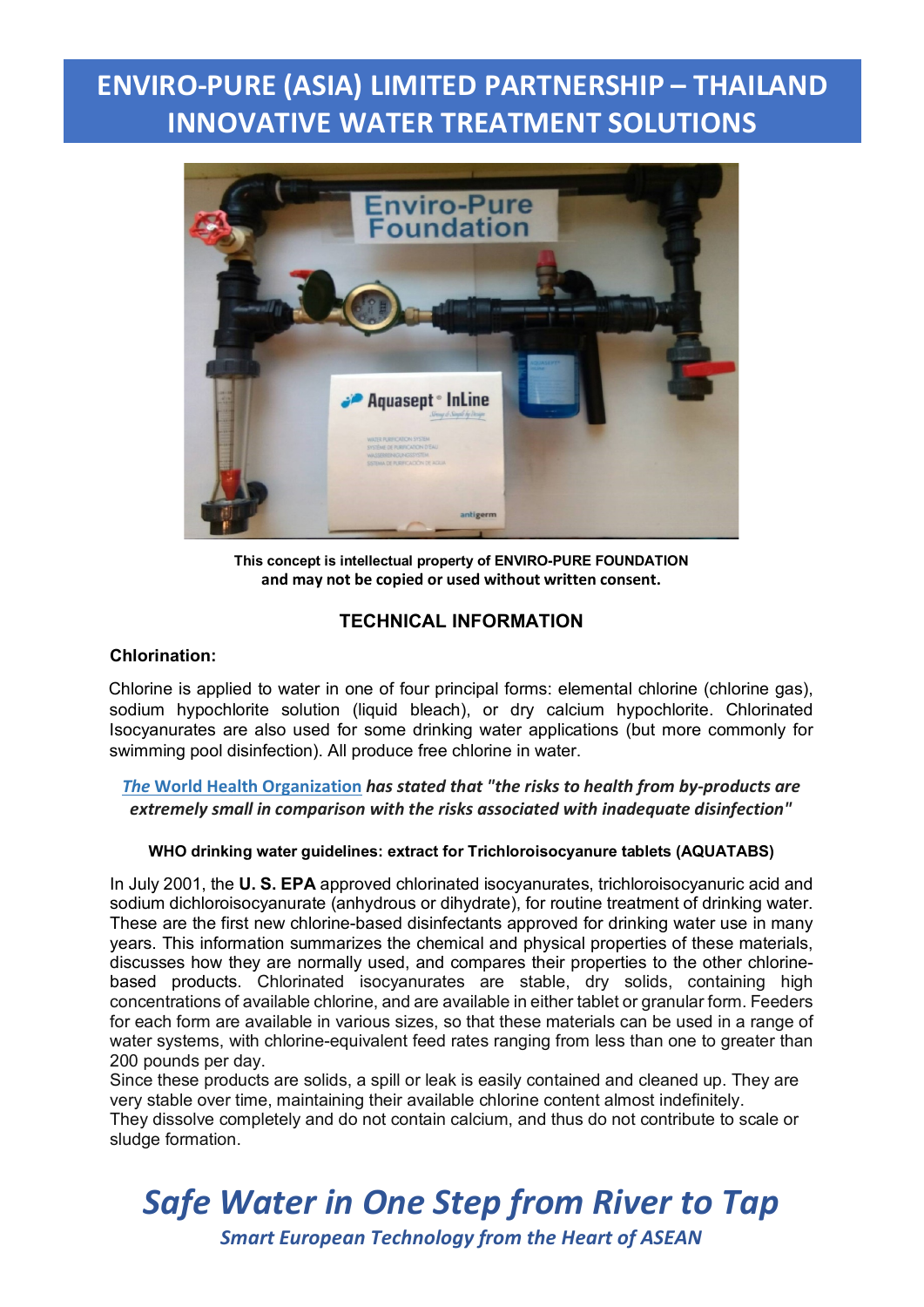# ENVIRO-PURE (ASIA) LIMITED PARTNERSHIP – THAILAND INNOVATIVE WATER TREATMENT SOLUTIONS

**This concept is intellectual property of ENVIRO-PURE FOUNDATION and may not be copied or used without written consent.**

## TECHNICAL INFORMATION

### Chlorination:

Chlorine is applied to water in one of four principal forms: elemental chlorine (chlorine gas), sodium hypochlorite solution (liquid bleach), or dry calcium hypochlorite. Chlorinated Isocyanurates are also used for some drinking water applications (but more commonly for swimming pool disinfection). All produce free chlorine in water.

*The World Health Organization* ***has stated that "the risks to health from by-products are extremely small in comparison with the risks associated with inadequate disinfection"***

**WHO drinking water guidelines: extract for Trichloroisocyanure tablets (AQUATABS)**

In July 2001, the **U. S. EPA** approved chlorinated isocyanurates, trichloroisocyanuric acid and sodium dichloroisocyanurate (anhydrous or dihydrate), for routine treatment of drinking water. These are the first new chlorine-based disinfectants approved for drinking water use in many years. This information summarizes the chemical and physical properties of these materials, discusses how they are normally used, and compares their properties to the other chlorine-based products. Chlorinated isocyanurates are stable, dry solids, containing high concentrations of available chlorine, and are available in either tablet or granular form. Feeders for each form are available in various sizes, so that these materials can be used in a range of water systems, with chlorine-equivalent feed rates ranging from less than one to greater than 200 pounds per day.

Since these products are solids, a spill or leak is easily contained and cleaned up. They are very stable over time, maintaining their available chlorine content almost indefinitely.

They dissolve completely and do not contain calcium, and thus do not contribute to scale or sludge formation.

***Safe Water in One Step from River to Tap***

***Smart European Technology from the Heart of ASEAN***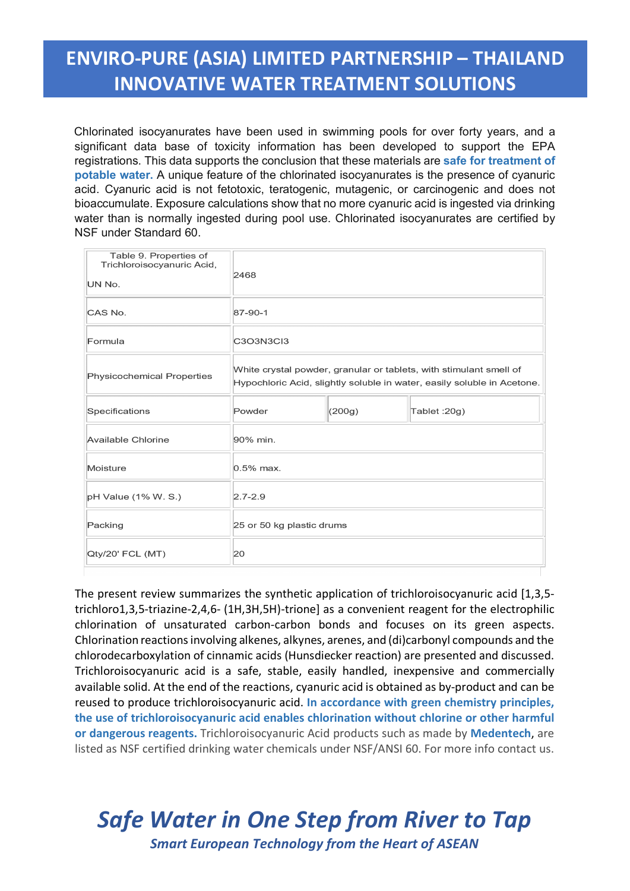# ENVIRO-PURE (ASIA) LIMITED PARTNERSHIP – THAILAND INNOVATIVE WATER TREATMENT SOLUTIONS

Chlorinated isocyanurates have been used in swimming pools for over forty years, and a significant data base of toxicity information has been developed to support the EPA registrations. This data supports the conclusion that these materials are **safe for treatment of potable water.** A unique feature of the chlorinated isocyanurates is the presence of cyanuric acid. Cyanuric acid is not fetotoxic, teratogenic, mutagenic, or carcinogenic and does not bioaccumulate. Exposure calculations show that no more cyanuric acid is ingested via drinking water than is normally ingested during pool use. Chlorinated isocyanurates are certified by NSF under Standard 60.

| Table 9. Properties of Trichloroisocyanuric Acid, UN No. | 2468 | | |
|---|---|---|---|
| CAS No. | 87-90-1 | | |
| Formula | C3O3N3Cl3 | | |
| Physicochemical Properties | White crystal powder, granular or tablets, with stimulant smell of Hypochloric Acid, slightly soluble in water, easily soluble in Acetone. | | |
| Specifications | Powder | (200g) | Tablet :20g) |
| Available Chlorine | 90% min. | | |
| Moisture | 0.5% max. | | |
| pH Value (1% W. S.) | 2.7-2.9 | | |
| Packing | 25 or 50 kg plastic drums | | |
| Qty/20' FCL (MT) | 20 | | |

The present review summarizes the synthetic application of trichloroisocyanuric acid [1,3,5-trichloro1,3,5-triazine-2,4,6- (1H,3H,5H)-trione] as a convenient reagent for the electrophilic chlorination of unsaturated carbon-carbon bonds and focuses on its green aspects. Chlorination reactions involving alkenes, alkynes, arenes, and (di)carbonyl compounds and the chlorodecarboxylation of cinnamic acids (Hunsdiecker reaction) are presented and discussed. Trichloroisocyanuric acid is a safe, stable, easily handled, inexpensive and commercially available solid. At the end of the reactions, cyanuric acid is obtained as by-product and can be reused to produce trichloroisocyanuric acid. **In accordance with green chemistry principles, the use of trichloroisocyanuric acid enables chlorination without chlorine or other harmful or dangerous reagents.** Trichloroisocyanuric Acid products such as made by **Medentech**, are listed as NSF certified drinking water chemicals under NSF/ANSI 60. For more info contact us.

***Safe Water in One Step from River to Tap***

***Smart European Technology from the Heart of ASEAN***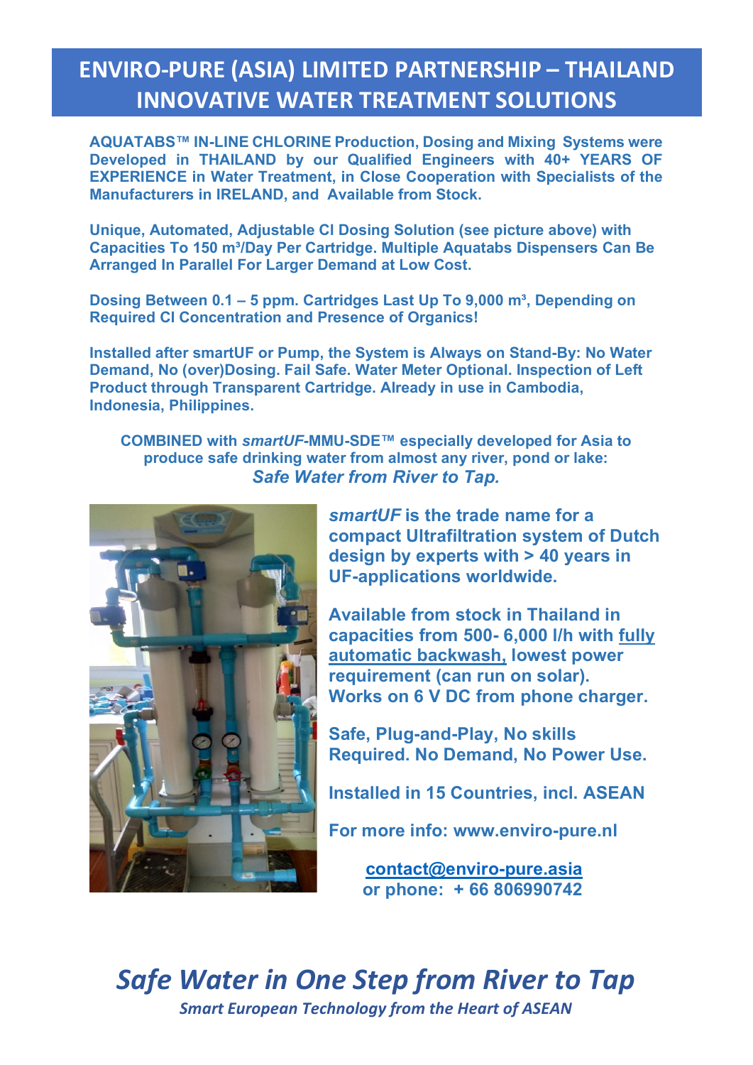# ENVIRO-PURE (ASIA) LIMITED PARTNERSHIP – THAILAND INNOVATIVE WATER TREATMENT SOLUTIONS

**AQUATABS™ IN-LINE CHLORINE Production, Dosing and Mixing Systems were Developed in THAILAND by our Qualified Engineers with 40+ YEARS OF EXPERIENCE in Water Treatment, in Close Cooperation with Specialists of the Manufacturers in IRELAND, and Available from Stock.**

**Unique, Automated, Adjustable Cl Dosing Solution (see picture above) with Capacities To 150 m³/Day Per Cartridge. Multiple Aquatabs Dispensers Can Be Arranged In Parallel For Larger Demand at Low Cost.**

**Dosing Between 0.1 – 5 ppm. Cartridges Last Up To 9,000 m³, Depending on Required Cl Concentration and Presence of Organics!**

**Installed after smartUF or Pump, the System is Always on Stand-By: No Water Demand, No (over)Dosing. Fail Safe. Water Meter Optional. Inspection of Left Product through Transparent Cartridge. Already in use in Cambodia, Indonesia, Philippines.**

**COMBINED with *smartUF*-MMU-SDE™ especially developed for Asia to produce safe drinking water from almost any river, pond or lake:**
***Safe Water from River to Tap.***

***smartUF* is the trade name for a compact Ultrafiltration system of Dutch design by experts with > 40 years in UF-applications worldwide.**

**Available from stock in Thailand in capacities from 500- 6,000 l/h with fully automatic backwash, lowest power requirement (can run on solar). Works on 6 V DC from phone charger.**

**Safe, Plug-and-Play, No skills Required. No Demand, No Power Use.**

**Installed in 15 Countries, incl. ASEAN**

**For more info: www.enviro-pure.nl**

**contact@enviro-pure.asia**
**or phone: + 66 806990742**

## *Safe Water in One Step from River to Tap*

***Smart European Technology from the Heart of ASEAN***